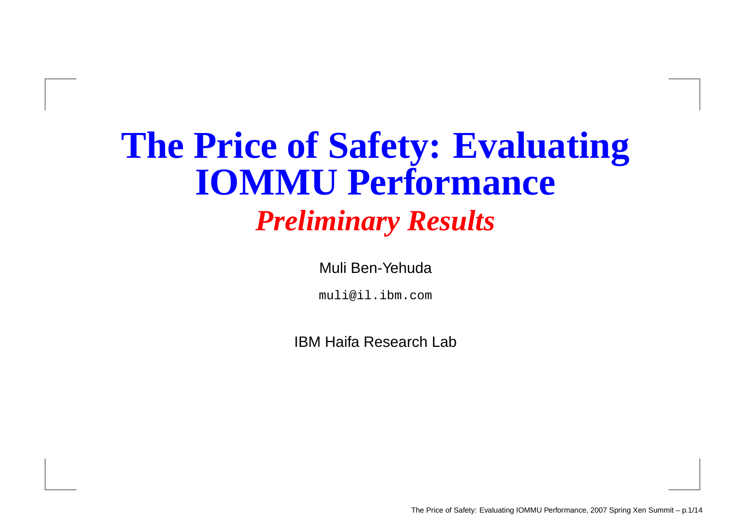# The Price of Safety: Evaluating IOMMU Performance

## *Preliminary Results*

Muli Ben-Yehuda

`muli@il.ibm.com`

IBM Haifa Research Lab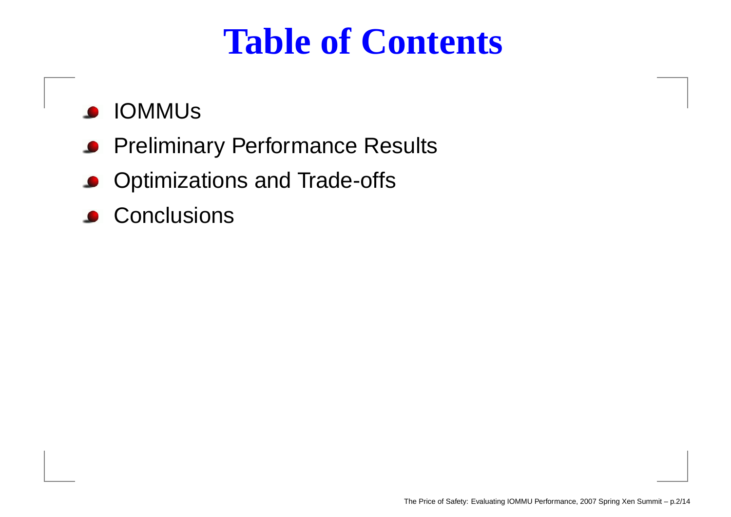# Table of Contents

- IOMMUs
- Preliminary Performance Results
- Optimizations and Trade-offs
- Conclusions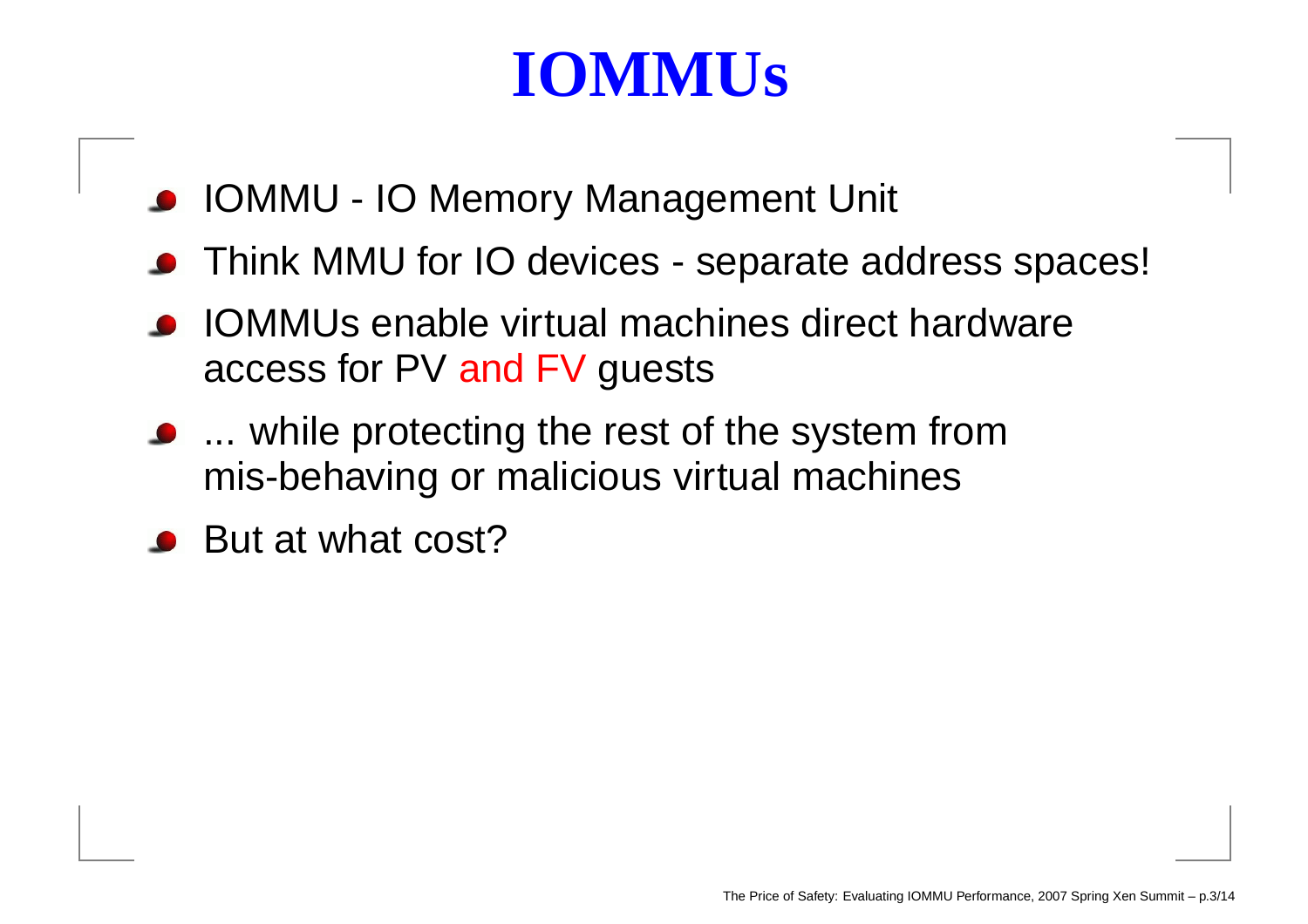# IOMMUs

- IOMMU - IO Memory Management Unit
- Think MMU for IO devices - separate address spaces!
- IOMMUs enable virtual machines direct hardware access for PV and FV guests
- ... while protecting the rest of the system from mis-behaving or malicious virtual machines
- But at what cost?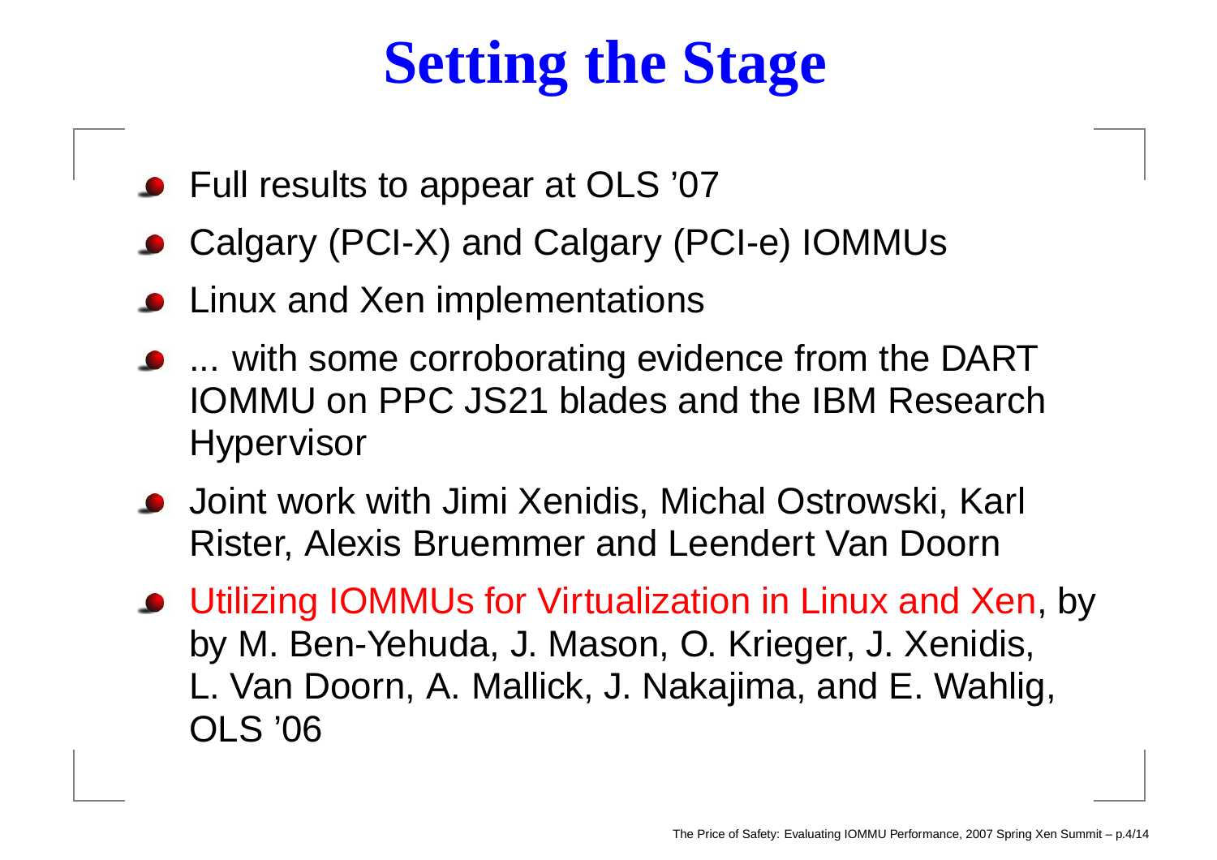# Setting the Stage

- Full results to appear at OLS ’07
- Calgary (PCI-X) and Calgary (PCI-e) IOMMUs
- Linux and Xen implementations
- ... with some corroborating evidence from the DART IOMMU on PPC JS21 blades and the IBM Research Hypervisor
- Joint work with Jimi Xenidis, Michal Ostrowski, Karl Rister, Alexis Bruemmer and Leendert Van Doorn
- Utilizing IOMMUs for Virtualization in Linux and Xen, by by M. Ben-Yehuda, J. Mason, O. Krieger, J. Xenidis, L. Van Doorn, A. Mallick, J. Nakajima, and E. Wahlig, OLS ’06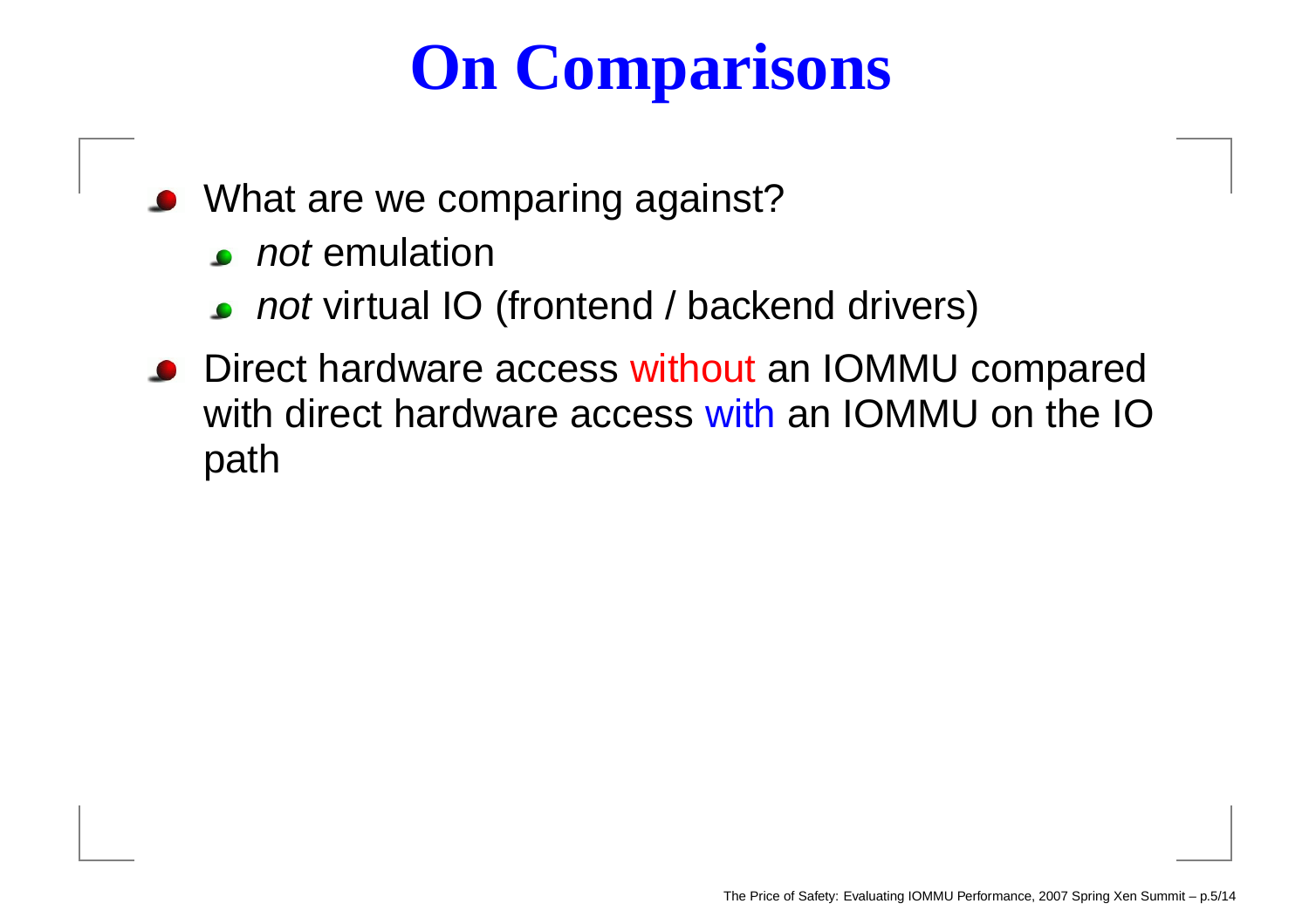# On Comparisons

- What are we comparing against?
  - *not* emulation
  - *not* virtual IO (frontend / backend drivers)
- Direct hardware access without an IOMMU compared with direct hardware access with an IOMMU on the IO path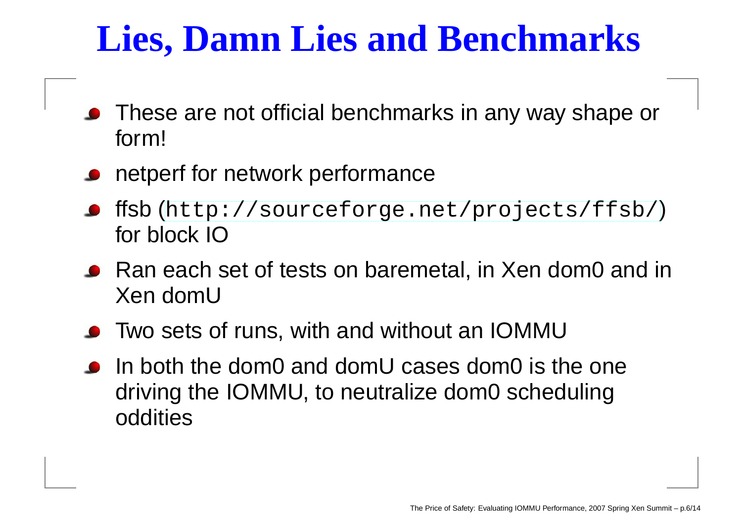# Lies, Damn Lies and Benchmarks

- These are not official benchmarks in any way shape or form!
- netperf for network performance
- ffsb (`http://sourceforge.net/projects/ffsb/`) for block IO
- Ran each set of tests on baremetal, in Xen dom0 and in Xen domU
- Two sets of runs, with and without an IOMMU
- In both the dom0 and domU cases dom0 is the one driving the IOMMU, to neutralize dom0 scheduling oddities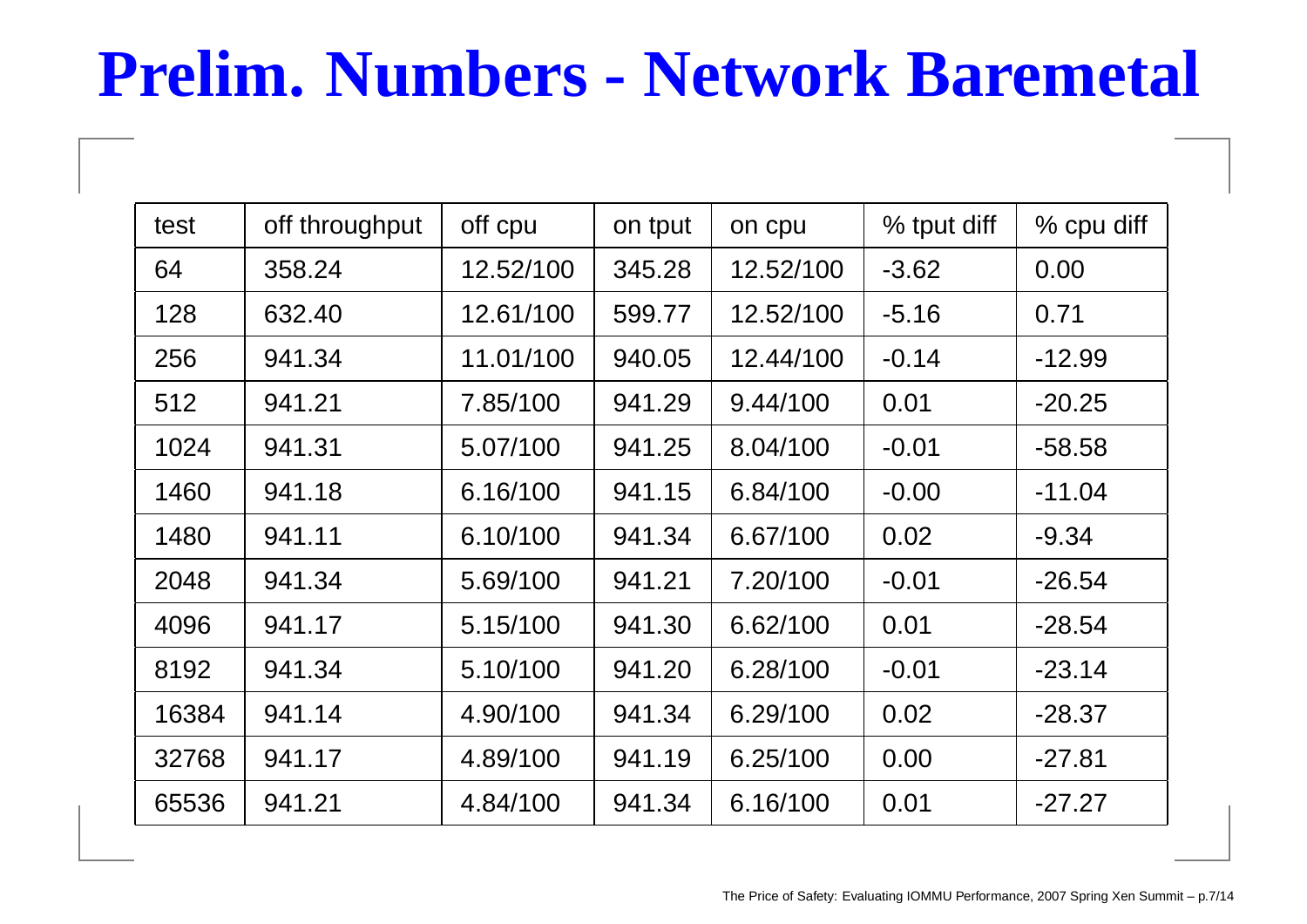# Prelim. Numbers - Network Baremetal

| test | off throughput | off cpu | on tput | on cpu | % tput diff | % cpu diff |
|---|---|---|---|---|---|---|
| 64 | 358.24 | 12.52/100 | 345.28 | 12.52/100 | -3.62 | 0.00 |
| 128 | 632.40 | 12.61/100 | 599.77 | 12.52/100 | -5.16 | 0.71 |
| 256 | 941.34 | 11.01/100 | 940.05 | 12.44/100 | -0.14 | -12.99 |
| 512 | 941.21 | 7.85/100 | 941.29 | 9.44/100 | 0.01 | -20.25 |
| 1024 | 941.31 | 5.07/100 | 941.25 | 8.04/100 | -0.01 | -58.58 |
| 1460 | 941.18 | 6.16/100 | 941.15 | 6.84/100 | -0.00 | -11.04 |
| 1480 | 941.11 | 6.10/100 | 941.34 | 6.67/100 | 0.02 | -9.34 |
| 2048 | 941.34 | 5.69/100 | 941.21 | 7.20/100 | -0.01 | -26.54 |
| 4096 | 941.17 | 5.15/100 | 941.30 | 6.62/100 | 0.01 | -28.54 |
| 8192 | 941.34 | 5.10/100 | 941.20 | 6.28/100 | -0.01 | -23.14 |
| 16384 | 941.14 | 4.90/100 | 941.34 | 6.29/100 | 0.02 | -28.37 |
| 32768 | 941.17 | 4.89/100 | 941.19 | 6.25/100 | 0.00 | -27.81 |
| 65536 | 941.21 | 4.84/100 | 941.34 | 6.16/100 | 0.01 | -27.27 |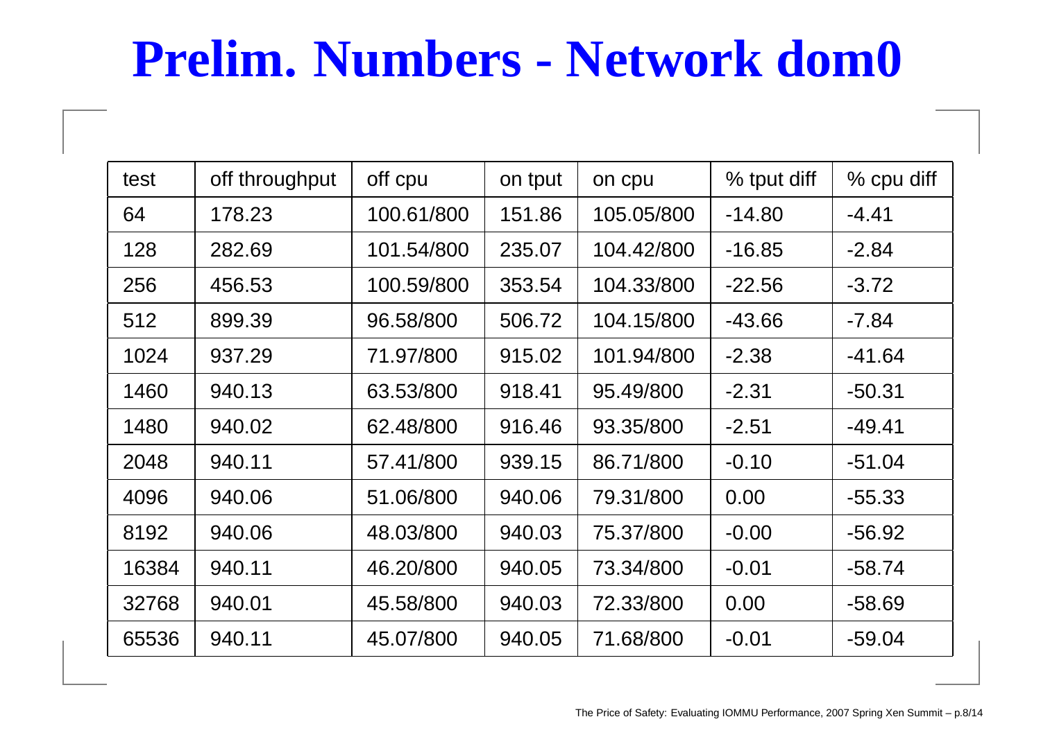# Prelim. Numbers - Network dom0

| test | off throughput | off cpu | on tput | on cpu | % tput diff | % cpu diff |
|---|---|---|---|---|---|---|
| 64 | 178.23 | 100.61/800 | 151.86 | 105.05/800 | -14.80 | -4.41 |
| 128 | 282.69 | 101.54/800 | 235.07 | 104.42/800 | -16.85 | -2.84 |
| 256 | 456.53 | 100.59/800 | 353.54 | 104.33/800 | -22.56 | -3.72 |
| 512 | 899.39 | 96.58/800 | 506.72 | 104.15/800 | -43.66 | -7.84 |
| 1024 | 937.29 | 71.97/800 | 915.02 | 101.94/800 | -2.38 | -41.64 |
| 1460 | 940.13 | 63.53/800 | 918.41 | 95.49/800 | -2.31 | -50.31 |
| 1480 | 940.02 | 62.48/800 | 916.46 | 93.35/800 | -2.51 | -49.41 |
| 2048 | 940.11 | 57.41/800 | 939.15 | 86.71/800 | -0.10 | -51.04 |
| 4096 | 940.06 | 51.06/800 | 940.06 | 79.31/800 | 0.00 | -55.33 |
| 8192 | 940.06 | 48.03/800 | 940.03 | 75.37/800 | -0.00 | -56.92 |
| 16384 | 940.11 | 46.20/800 | 940.05 | 73.34/800 | -0.01 | -58.74 |
| 32768 | 940.01 | 45.58/800 | 940.03 | 72.33/800 | 0.00 | -58.69 |
| 65536 | 940.11 | 45.07/800 | 940.05 | 71.68/800 | -0.01 | -59.04 |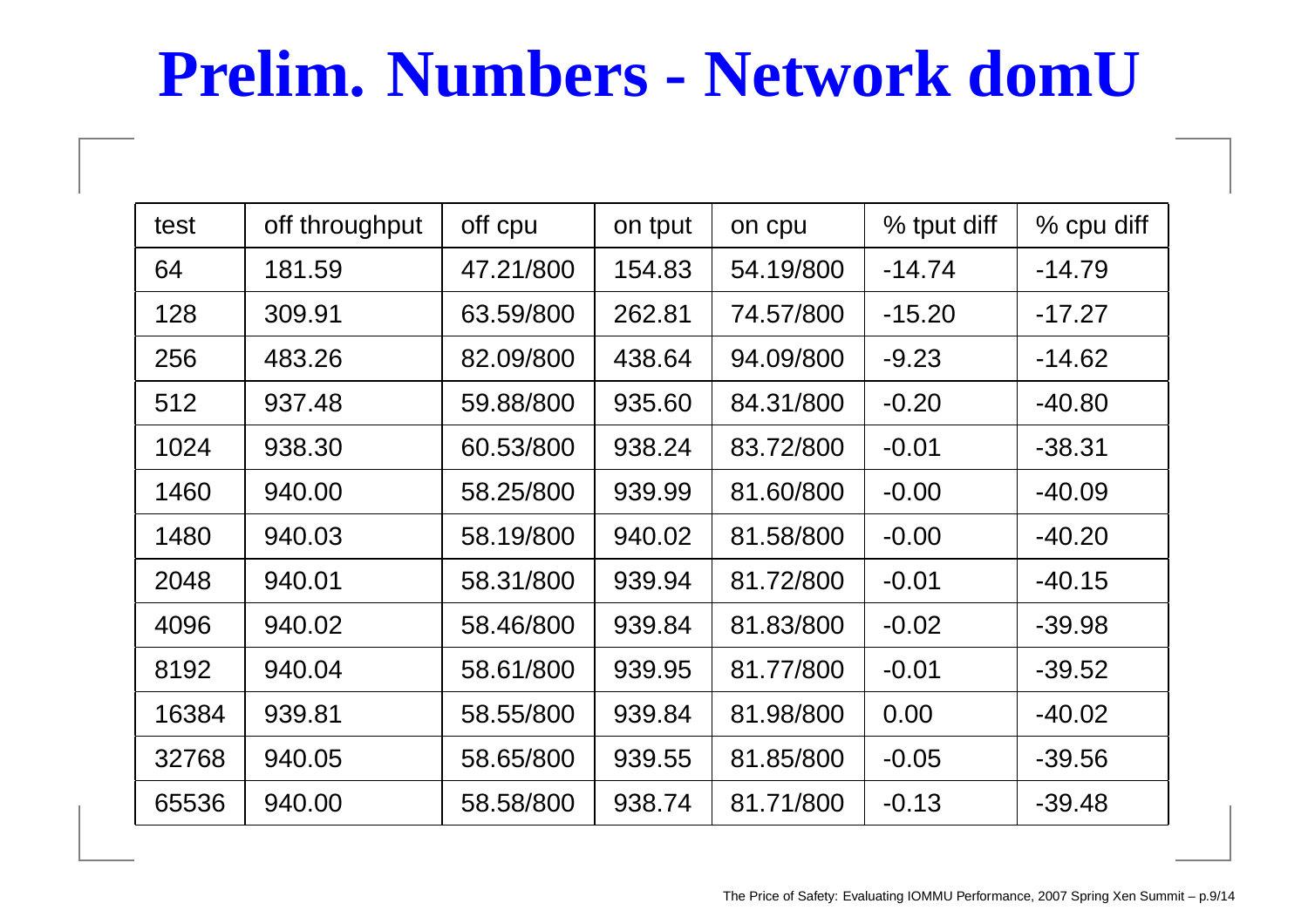# Prelim. Numbers - Network domU

| test | off throughput | off cpu | on tput | on cpu | % tput diff | % cpu diff |
|---|---|---|---|---|---|---|
| 64 | 181.59 | 47.21/800 | 154.83 | 54.19/800 | -14.74 | -14.79 |
| 128 | 309.91 | 63.59/800 | 262.81 | 74.57/800 | -15.20 | -17.27 |
| 256 | 483.26 | 82.09/800 | 438.64 | 94.09/800 | -9.23 | -14.62 |
| 512 | 937.48 | 59.88/800 | 935.60 | 84.31/800 | -0.20 | -40.80 |
| 1024 | 938.30 | 60.53/800 | 938.24 | 83.72/800 | -0.01 | -38.31 |
| 1460 | 940.00 | 58.25/800 | 939.99 | 81.60/800 | -0.00 | -40.09 |
| 1480 | 940.03 | 58.19/800 | 940.02 | 81.58/800 | -0.00 | -40.20 |
| 2048 | 940.01 | 58.31/800 | 939.94 | 81.72/800 | -0.01 | -40.15 |
| 4096 | 940.02 | 58.46/800 | 939.84 | 81.83/800 | -0.02 | -39.98 |
| 8192 | 940.04 | 58.61/800 | 939.95 | 81.77/800 | -0.01 | -39.52 |
| 16384 | 939.81 | 58.55/800 | 939.84 | 81.98/800 | 0.00 | -40.02 |
| 32768 | 940.05 | 58.65/800 | 939.55 | 81.85/800 | -0.05 | -39.56 |
| 65536 | 940.00 | 58.58/800 | 938.74 | 81.71/800 | -0.13 | -39.48 |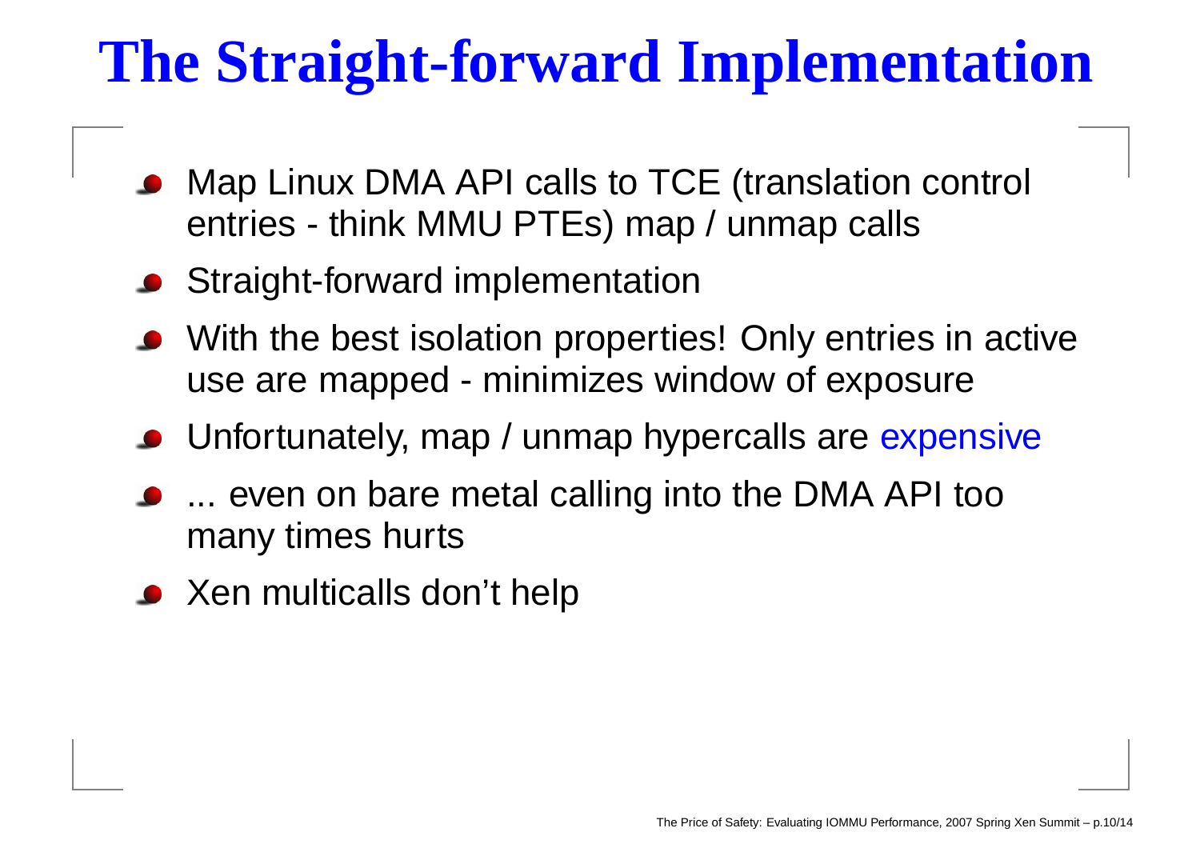# The Straight-forward Implementation

- Map Linux DMA API calls to TCE (translation control entries - think MMU PTEs) map / unmap calls
- Straight-forward implementation
- With the best isolation properties! Only entries in active use are mapped - minimizes window of exposure
- Unfortunately, map / unmap hypercalls are expensive
- ... even on bare metal calling into the DMA API too many times hurts
- Xen multicalls don't help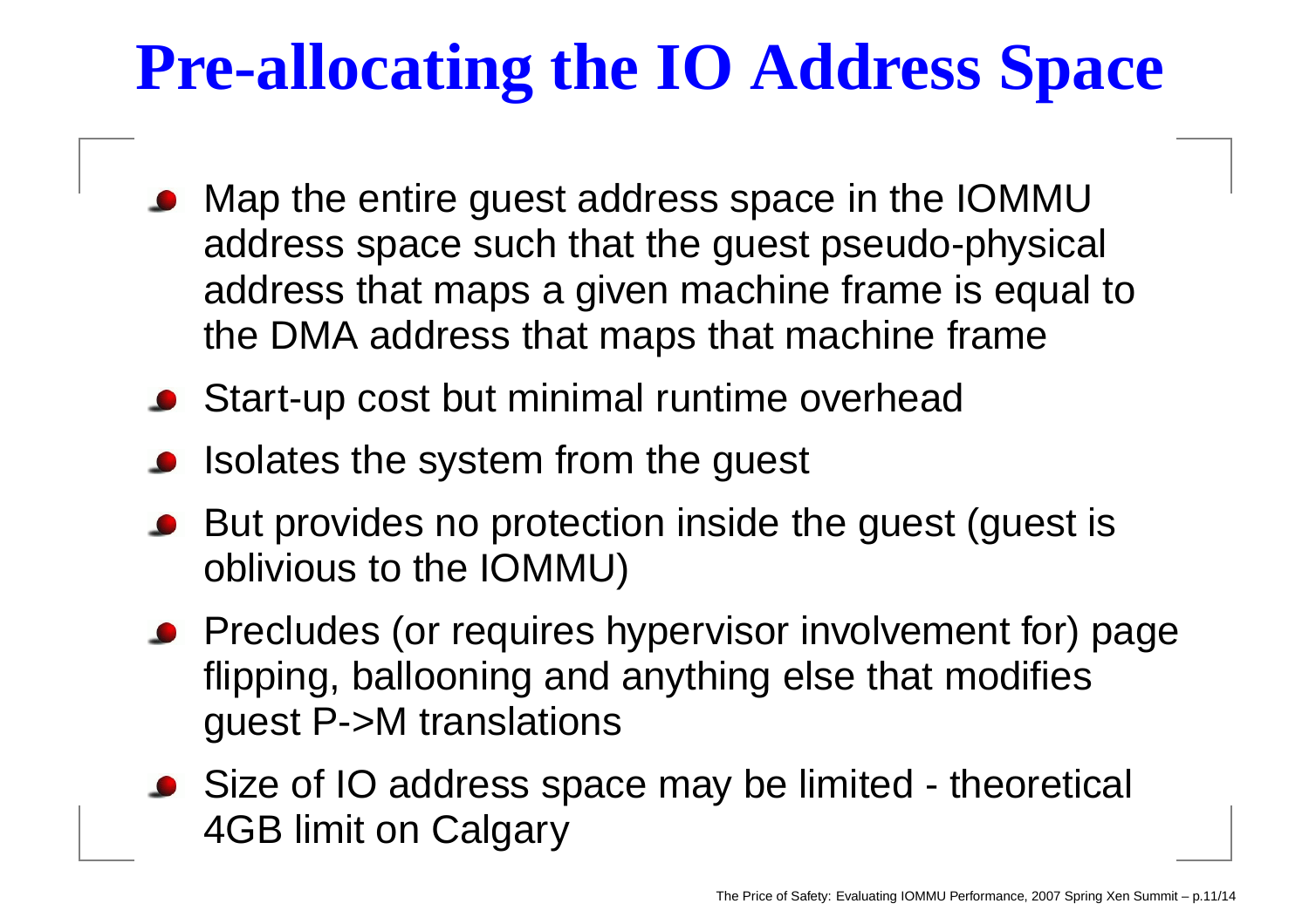# Pre-allocating the IO Address Space

- Map the entire guest address space in the IOMMU address space such that the guest pseudo-physical address that maps a given machine frame is equal to the DMA address that maps that machine frame
- Start-up cost but minimal runtime overhead
- Isolates the system from the guest
- But provides no protection inside the guest (guest is oblivious to the IOMMU)
- Precludes (or requires hypervisor involvement for) page flipping, ballooning and anything else that modifies guest P->M translations
- Size of IO address space may be limited - theoretical 4GB limit on Calgary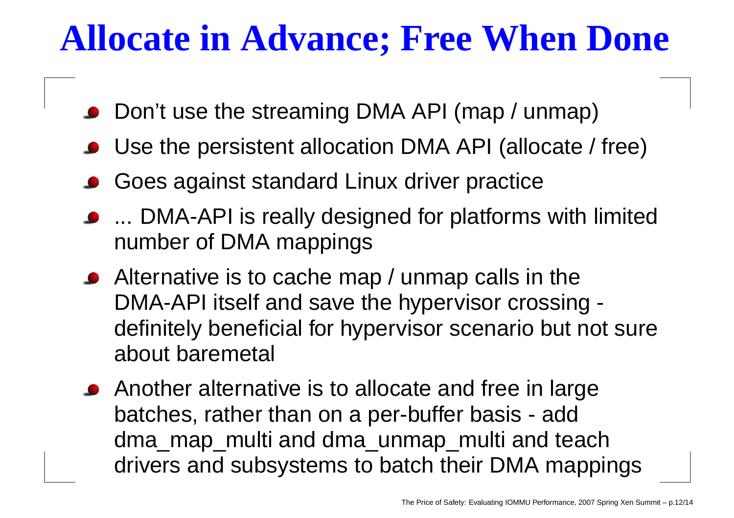# Allocate in Advance; Free When Done

- Don't use the streaming DMA API (map / unmap)
- Use the persistent allocation DMA API (allocate / free)
- Goes against standard Linux driver practice
- ... DMA-API is really designed for platforms with limited number of DMA mappings
- Alternative is to cache map / unmap calls in the DMA-API itself and save the hypervisor crossing - definitely beneficial for hypervisor scenario but not sure about baremetal
- Another alternative is to allocate and free in large batches, rather than on a per-buffer basis - add dma_map_multi and dma_unmap_multi and teach drivers and subsystems to batch their DMA mappings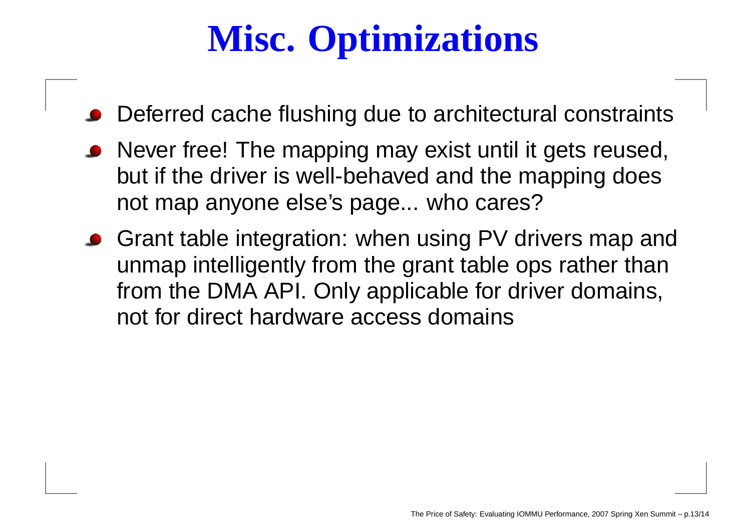# Misc. Optimizations

- Deferred cache flushing due to architectural constraints
- Never free! The mapping may exist until it gets reused, but if the driver is well-behaved and the mapping does not map anyone else's page... who cares?
- Grant table integration: when using PV drivers map and unmap intelligently from the grant table ops rather than from the DMA API. Only applicable for driver domains, not for direct hardware access domains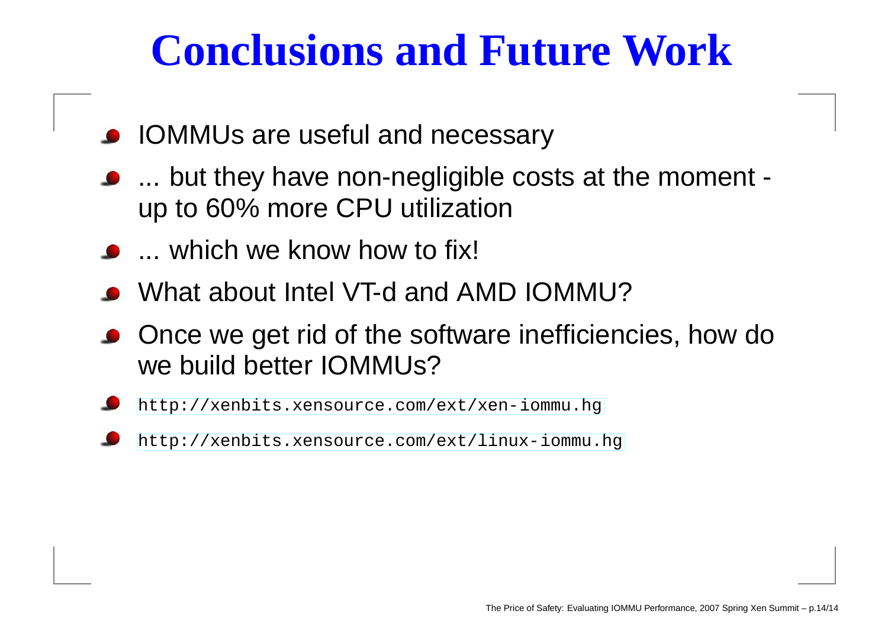# Conclusions and Future Work

- IOMMUs are useful and necessary
- ... but they have non-negligible costs at the moment - up to 60% more CPU utilization
- ... which we know how to fix!
- What about Intel VT-d and AMD IOMMU?
- Once we get rid of the software inefficiencies, how do we build better IOMMUs?
- `http://xenbits.xensource.com/ext/xen-iommu.hg`
- `http://xenbits.xensource.com/ext/linux-iommu.hg`